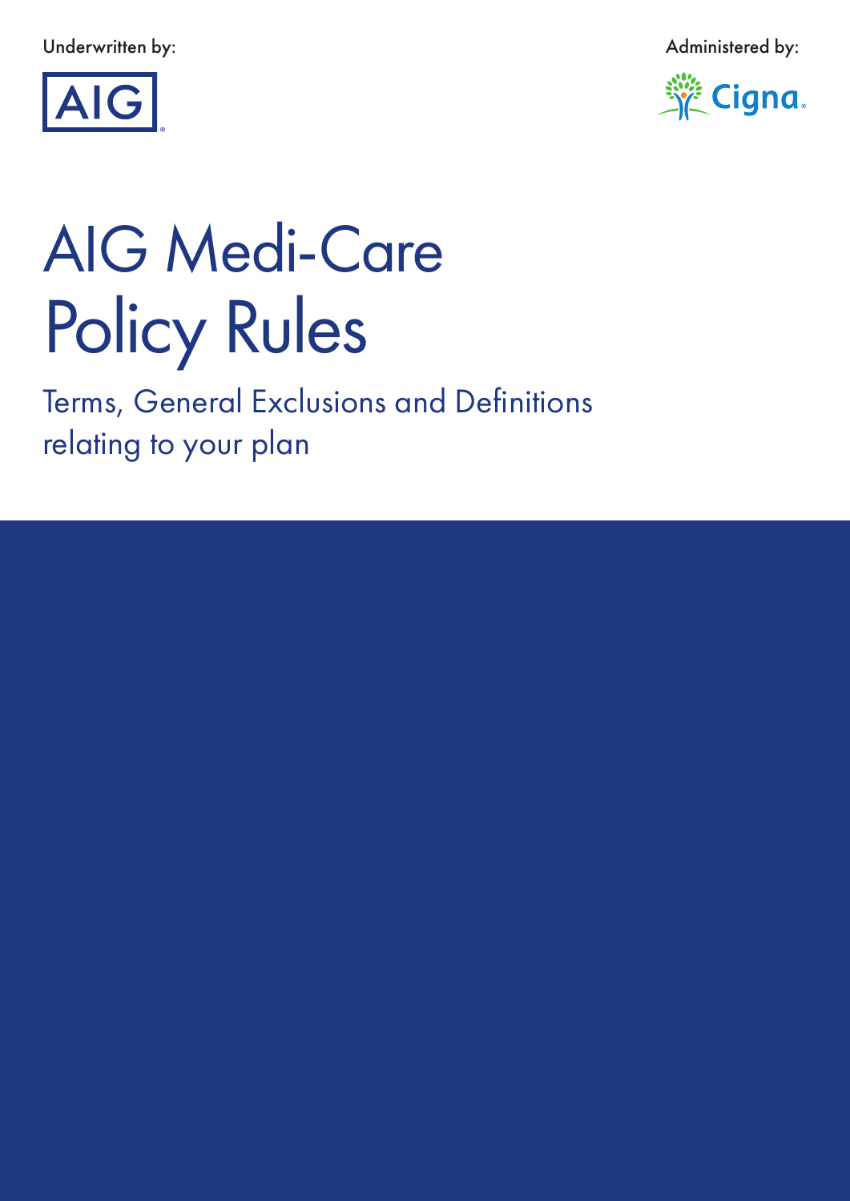Underwritten by:

AIG

Administered by:

Cigna

# AIG Medi-Care Policy Rules

## Terms, General Exclusions and Definitions relating to your plan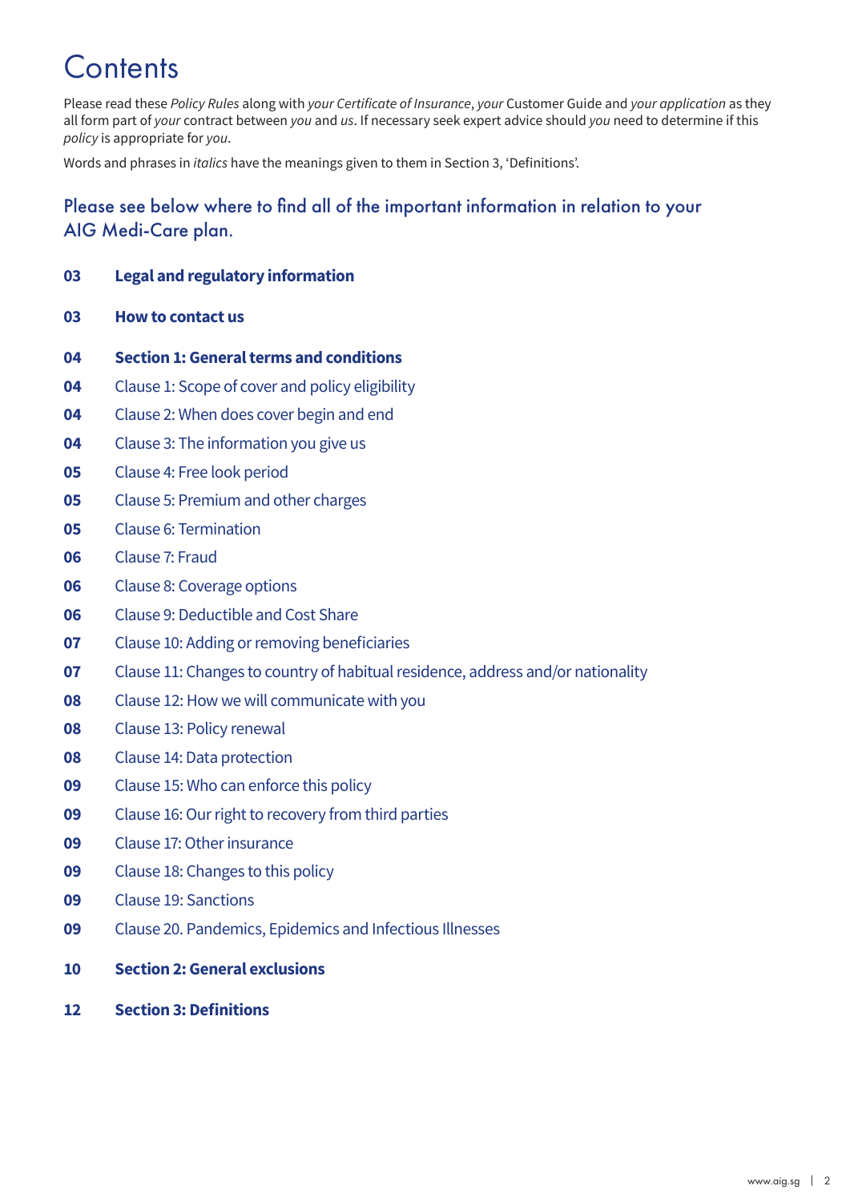# Contents

Please read these *Policy Rules* along with *your Certificate of Insurance*, *your* Customer Guide and *your application* as they all form part of *your* contract between *you* and *us*. If necessary seek expert advice should *you* need to determine if this *policy* is appropriate for *you*.

Words and phrases in *italics* have the meanings given to them in Section 3, 'Definitions'.

## Please see below where to find all of the important information in relation to your AIG Medi-Care plan.

**03 Legal and regulatory information**

**03 How to contact us**

**04 Section 1: General terms and conditions**

- **04** Clause 1: Scope of cover and policy eligibility
- **04** Clause 2: When does cover begin and end
- **04** Clause 3: The information you give us
- **05** Clause 4: Free look period
- **05** Clause 5: Premium and other charges
- **05** Clause 6: Termination
- **06** Clause 7: Fraud
- **06** Clause 8: Coverage options
- **06** Clause 9: Deductible and Cost Share
- **07** Clause 10: Adding or removing beneficiaries
- **07** Clause 11: Changes to country of habitual residence, address and/or nationality
- **08** Clause 12: How we will communicate with you
- **08** Clause 13: Policy renewal
- **08** Clause 14: Data protection
- **09** Clause 15: Who can enforce this policy
- **09** Clause 16: Our right to recovery from third parties
- **09** Clause 17: Other insurance
- **09** Clause 18: Changes to this policy
- **09** Clause 19: Sanctions
- **09** Clause 20. Pandemics, Epidemics and Infectious Illnesses

**10 Section 2: General exclusions**

**12 Section 3: Definitions**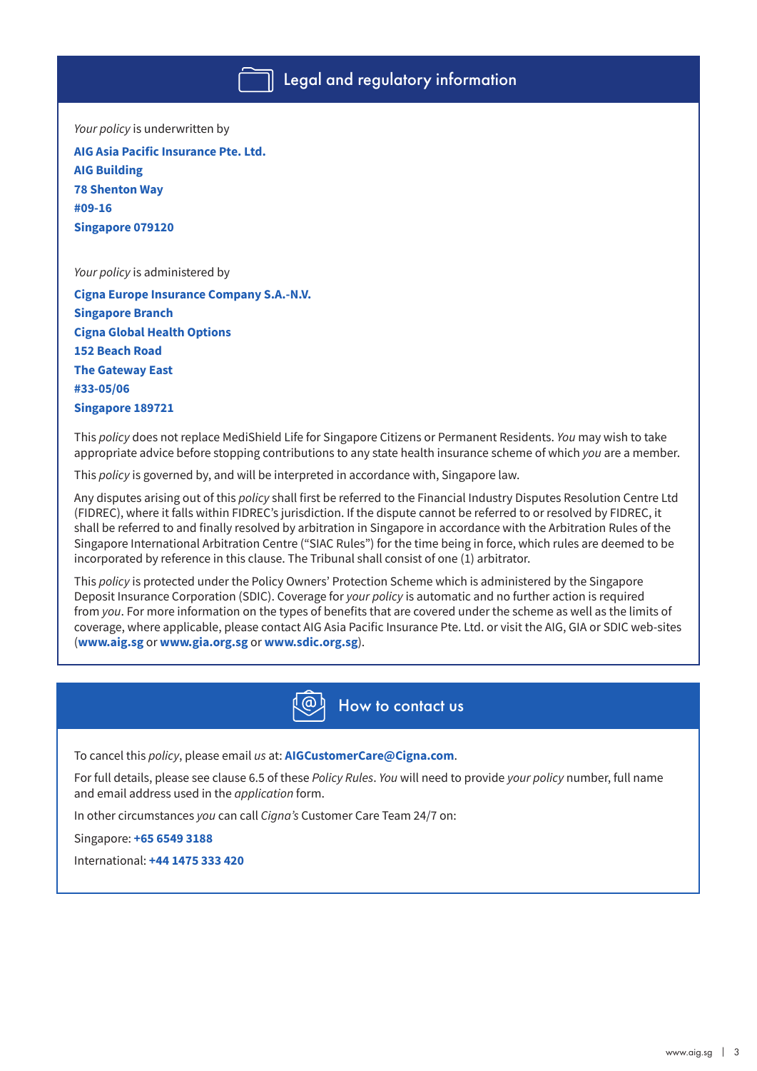## Legal and regulatory information

*Your policy* is underwritten by

**AIG Asia Pacific Insurance Pte. Ltd.**
**AIG Building**
**78 Shenton Way**
**#09-16**
**Singapore 079120**

*Your policy* is administered by

**Cigna Europe Insurance Company S.A.-N.V.**
**Singapore Branch**
**Cigna Global Health Options**
**152 Beach Road**
**The Gateway East**
**#33-05/06**
**Singapore 189721**

This *policy* does not replace MediShield Life for Singapore Citizens or Permanent Residents. *You* may wish to take appropriate advice before stopping contributions to any state health insurance scheme of which *you* are a member.

This *policy* is governed by, and will be interpreted in accordance with, Singapore law.

Any disputes arising out of this *policy* shall first be referred to the Financial Industry Disputes Resolution Centre Ltd (FIDREC), where it falls within FIDREC's jurisdiction. If the dispute cannot be referred to or resolved by FIDREC, it shall be referred to and finally resolved by arbitration in Singapore in accordance with the Arbitration Rules of the Singapore International Arbitration Centre ("SIAC Rules") for the time being in force, which rules are deemed to be incorporated by reference in this clause. The Tribunal shall consist of one (1) arbitrator.

This *policy* is protected under the Policy Owners' Protection Scheme which is administered by the Singapore Deposit Insurance Corporation (SDIC). Coverage for *your policy* is automatic and no further action is required from *you*. For more information on the types of benefits that are covered under the scheme as well as the limits of coverage, where applicable, please contact AIG Asia Pacific Insurance Pte. Ltd. or visit the AIG, GIA or SDIC web-sites (**www.aig.sg** or **www.gia.org.sg** or **www.sdic.org.sg**).

## How to contact us

To cancel this *policy*, please email *us* at: **AIGCustomerCare@Cigna.com**.

For full details, please see clause 6.5 of these *Policy Rules*. *You* will need to provide *your policy* number, full name and email address used in the *application* form.

In other circumstances *you* can call *Cigna's* Customer Care Team 24/7 on:

Singapore: **+65 6549 3188**

International: **+44 1475 333 420**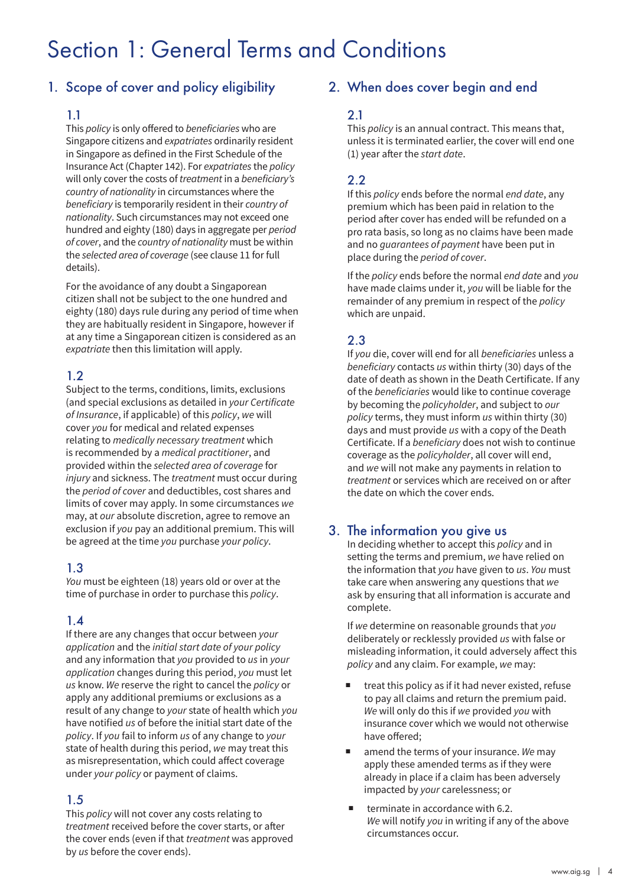# Section 1: General Terms and Conditions

## 1. Scope of cover and policy eligibility

### 1.1

This *policy* is only offered to *beneficiaries* who are Singapore citizens and *expatriates* ordinarily resident in Singapore as defined in the First Schedule of the Insurance Act (Chapter 142). For *expatriates* the *policy* will only cover the costs of *treatment* in a *beneficiary's country of nationality* in circumstances where the *beneficiary* is temporarily resident in their *country of nationality*. Such circumstances may not exceed one hundred and eighty (180) days in aggregate per *period of cover*, and the *country of nationality* must be within the *selected area of coverage* (see clause 11 for full details).

For the avoidance of any doubt a Singaporean citizen shall not be subject to the one hundred and eighty (180) days rule during any period of time when they are habitually resident in Singapore, however if at any time a Singaporean citizen is considered as an *expatriate* then this limitation will apply.

### 1.2

Subject to the terms, conditions, limits, exclusions (and special exclusions as detailed in *your Certificate of Insurance*, if applicable) of this *policy*, *we* will cover *you* for medical and related expenses relating to *medically necessary treatment* which is recommended by a *medical practitioner*, and provided within the *selected area of coverage* for *injury* and sickness. The *treatment* must occur during the *period of cover* and deductibles, cost shares and limits of cover may apply. In some circumstances *we* may, at *our* absolute discretion, agree to remove an exclusion if *you* pay an additional premium. This will be agreed at the time *you* purchase *your policy*.

### 1.3

*You* must be eighteen (18) years old or over at the time of purchase in order to purchase this *policy*.

### 1.4

If there are any changes that occur between *your application* and the *initial start date of your policy* and any information that *you* provided to *us* in *your application* changes during this period, *you* must let *us* know. *We* reserve the right to cancel the *policy* or apply any additional premiums or exclusions as a result of any change to *your* state of health which *you* have notified *us* of before the initial start date of the *policy*. If *you* fail to inform *us* of any change to *your* state of health during this period, *we* may treat this as misrepresentation, which could affect coverage under *your policy* or payment of claims.

### 1.5

This *policy* will not cover any costs relating to *treatment* received before the cover starts, or after the cover ends (even if that *treatment* was approved by *us* before the cover ends).

## 2. When does cover begin and end

### 2.1

This *policy* is an annual contract. This means that, unless it is terminated earlier, the cover will end one (1) year after the *start date*.

### 2.2

If this *policy* ends before the normal *end date*, any premium which has been paid in relation to the period after cover has ended will be refunded on a pro rata basis, so long as no claims have been made and no *guarantees of payment* have been put in place during the *period of cover*.

If the *policy* ends before the normal *end date* and *you* have made claims under it, *you* will be liable for the remainder of any premium in respect of the *policy* which are unpaid.

### 2.3

If *you* die, cover will end for all *beneficiaries* unless a *beneficiary* contacts *us* within thirty (30) days of the date of death as shown in the Death Certificate. If any of the *beneficiaries* would like to continue coverage by becoming the *policyholder*, and subject to *our policy* terms, they must inform *us* within thirty (30) days and must provide *us* with a copy of the Death Certificate. If a *beneficiary* does not wish to continue coverage as the *policyholder*, all cover will end, and *we* will not make any payments in relation to *treatment* or services which are received on or after the date on which the cover ends.

## 3. The information you give us

In deciding whether to accept this *policy* and in setting the terms and premium, *we* have relied on the information that *you* have given to *us*. *You* must take care when answering any questions that *we* ask by ensuring that all information is accurate and complete.

If *we* determine on reasonable grounds that *you* deliberately or recklessly provided *us* with false or misleading information, it could adversely affect this *policy* and any claim. For example, *we* may:

- treat this policy as if it had never existed, refuse to pay all claims and return the premium paid. *We* will only do this if *we* provided *you* with insurance cover which we would not otherwise have offered;
- amend the terms of your insurance. *We* may apply these amended terms as if they were already in place if a claim has been adversely impacted by *your* carelessness; or
- terminate in accordance with 6.2.

*We* will notify *you* in writing if any of the above circumstances occur.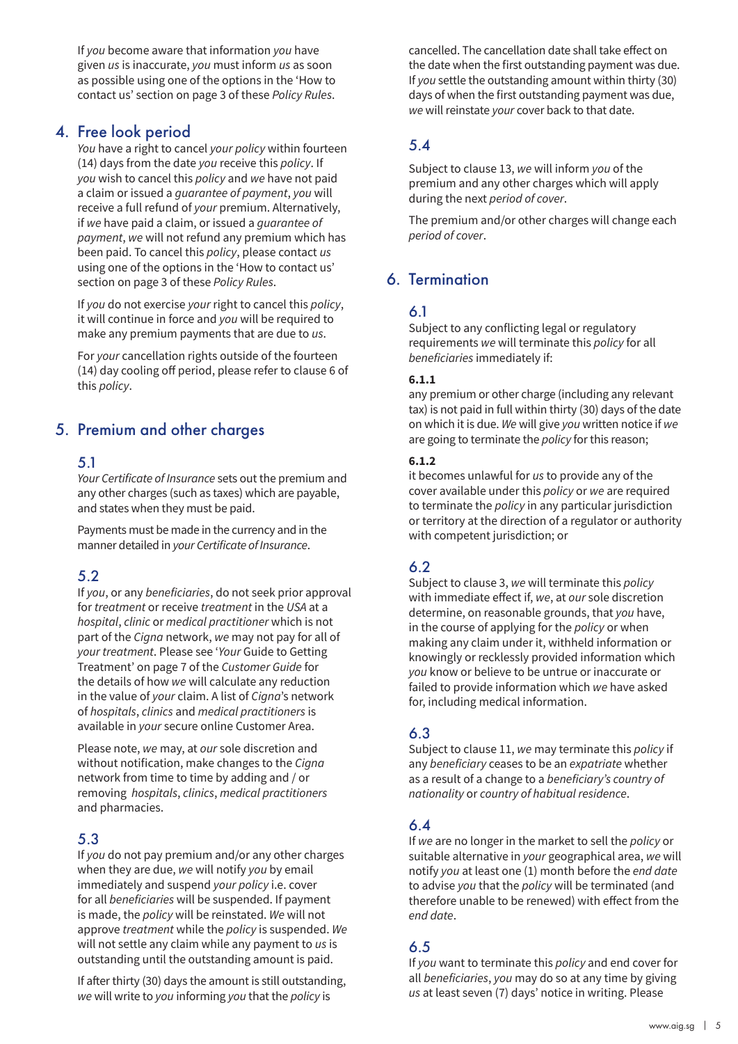If *you* become aware that information *you* have given *us* is inaccurate, *you* must inform *us* as soon as possible using one of the options in the 'How to contact us' section on page 3 of these *Policy Rules*.

## 4. Free look period

*You* have a right to cancel *your policy* within fourteen (14) days from the date *you* receive this *policy*. If *you* wish to cancel this *policy* and *we* have not paid a claim or issued a *guarantee of payment*, *you* will receive a full refund of *your* premium. Alternatively, if *we* have paid a claim, or issued a *guarantee of payment*, *we* will not refund any premium which has been paid. To cancel this *policy*, please contact *us* using one of the options in the 'How to contact us' section on page 3 of these *Policy Rules*.

If *you* do not exercise *your* right to cancel this *policy*, it will continue in force and *you* will be required to make any premium payments that are due to *us*.

For *your* cancellation rights outside of the fourteen (14) day cooling off period, please refer to clause 6 of this *policy*.

## 5. Premium and other charges

### 5.1

*Your Certificate of Insurance* sets out the premium and any other charges (such as taxes) which are payable, and states when they must be paid.

Payments must be made in the currency and in the manner detailed in *your Certificate of Insurance*.

### 5.2

If *you*, or any *beneficiaries*, do not seek prior approval for *treatment* or receive *treatment* in the *USA* at a *hospital*, *clinic* or *medical practitioner* which is not part of the *Cigna* network, *we* may not pay for all of *your treatment*. Please see '*Your* Guide to Getting Treatment' on page 7 of the *Customer Guide* for the details of how *we* will calculate any reduction in the value of *your* claim. A list of *Cigna*'s network of *hospitals*, *clinics* and *medical practitioners* is available in *your* secure online Customer Area.

Please note, *we* may, at *our* sole discretion and without notification, make changes to the *Cigna* network from time to time by adding and / or removing *hospitals*, *clinics*, *medical practitioners* and pharmacies.

### 5.3

If *you* do not pay premium and/or any other charges when they are due, *we* will notify *you* by email immediately and suspend *your policy* i.e. cover for all *beneficiaries* will be suspended. If payment is made, the *policy* will be reinstated. *We* will not approve *treatment* while the *policy* is suspended. *We* will not settle any claim while any payment to *us* is outstanding until the outstanding amount is paid.

If after thirty (30) days the amount is still outstanding, *we* will write to *you* informing *you* that the *policy* is cancelled. The cancellation date shall take effect on the date when the first outstanding payment was due. If *you* settle the outstanding amount within thirty (30) days of when the first outstanding payment was due, *we* will reinstate *your* cover back to that date.

### 5.4

Subject to clause 13, *we* will inform *you* of the premium and any other charges which will apply during the next *period of cover*.

The premium and/or other charges will change each *period of cover*.

## 6. Termination

### 6.1

Subject to any conflicting legal or regulatory requirements *we* will terminate this *policy* for all *beneficiaries* immediately if:

**6.1.1**

any premium or other charge (including any relevant tax) is not paid in full within thirty (30) days of the date on which it is due. *We* will give *you* written notice if *we* are going to terminate the *policy* for this reason;

**6.1.2**

it becomes unlawful for *us* to provide any of the cover available under this *policy* or *we* are required to terminate the *policy* in any particular jurisdiction or territory at the direction of a regulator or authority with competent jurisdiction; or

### 6.2

Subject to clause 3, *we* will terminate this *policy* with immediate effect if, *we*, at *our* sole discretion determine, on reasonable grounds, that *you* have, in the course of applying for the *policy* or when making any claim under it, withheld information or knowingly or recklessly provided information which *you* know or believe to be untrue or inaccurate or failed to provide information which *we* have asked for, including medical information.

### 6.3

Subject to clause 11, *we* may terminate this *policy* if any *beneficiary* ceases to be an *expatriate* whether as a result of a change to a *beneficiary's country of nationality* or *country of habitual residence*.

### 6.4

If *we* are no longer in the market to sell the *policy* or suitable alternative in *your* geographical area, *we* will notify *you* at least one (1) month before the *end date* to advise *you* that the *policy* will be terminated (and therefore unable to be renewed) with effect from the *end date*.

### 6.5

If *you* want to terminate this *policy* and end cover for all *beneficiaries*, *you* may do so at any time by giving *us* at least seven (7) days' notice in writing. Please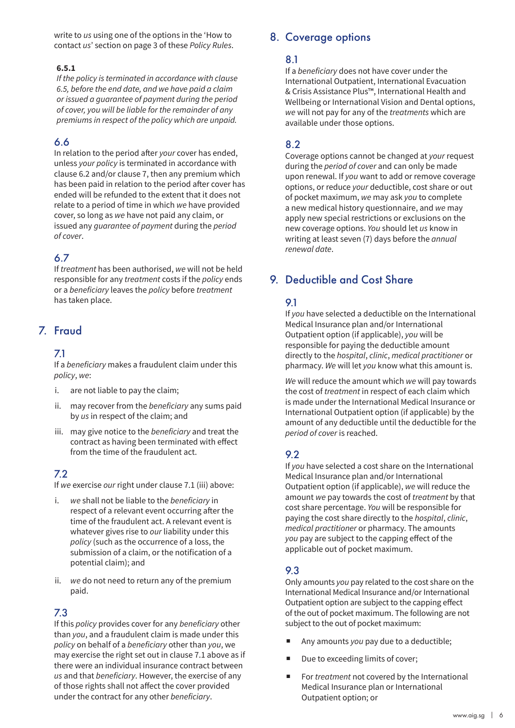write to *us* using one of the options in the 'How to contact *us*' section on page 3 of these *Policy Rules*.

**6.5.1**

*If the policy is terminated in accordance with clause 6.5, before the end date, and we have paid a claim or issued a guarantee of payment during the period of cover, you will be liable for the remainder of any premiums in respect of the policy which are unpaid.*

### 6.6

In relation to the period after *your* cover has ended, unless *your policy* is terminated in accordance with clause 6.2 and/or clause 7, then any premium which has been paid in relation to the period after cover has ended will be refunded to the extent that it does not relate to a period of time in which *we* have provided cover, so long as *we* have not paid any claim, or issued any *guarantee of payment* during the *period of cover*.

### 6.7

If *treatment* has been authorised, *we* will not be held responsible for any *treatment* costs if the *policy* ends or a *beneficiary* leaves the *policy* before *treatment* has taken place.

## 7. Fraud

### 7.1

If a *beneficiary* makes a fraudulent claim under this *policy*, *we*:

i. are not liable to pay the claim;

ii. may recover from the *beneficiary* any sums paid by *us* in respect of the claim; and

iii. may give notice to the *beneficiary* and treat the contract as having been terminated with effect from the time of the fraudulent act.

### 7.2

If *we* exercise *our* right under clause 7.1 (iii) above:

i. *we* shall not be liable to the *beneficiary* in respect of a relevant event occurring after the time of the fraudulent act. A relevant event is whatever gives rise to *our* liability under this *policy* (such as the occurrence of a loss, the submission of a claim, or the notification of a potential claim); and

ii. *we* do not need to return any of the premium paid.

### 7.3

If this *policy* provides cover for any *beneficiary* other than *you*, and a fraudulent claim is made under this *policy* on behalf of a *beneficiary* other than *you*, we may exercise the right set out in clause 7.1 above as if there were an individual insurance contract between *us* and that *beneficiary*. However, the exercise of any of those rights shall not affect the cover provided under the contract for any other *beneficiary*.

## 8. Coverage options

### 8.1

If a *beneficiary* does not have cover under the International Outpatient, International Evacuation & Crisis Assistance Plus™, International Health and Wellbeing or International Vision and Dental options, *we* will not pay for any of the *treatments* which are available under those options.

### 8.2

Coverage options cannot be changed at *your* request during the *period of cover* and can only be made upon renewal. If *you* want to add or remove coverage options, or reduce *your* deductible, cost share or out of pocket maximum, *we* may ask *you* to complete a new medical history questionnaire, and *we* may apply new special restrictions or exclusions on the new coverage options. *You* should let *us* know in writing at least seven (7) days before the *annual renewal date*.

## 9. Deductible and Cost Share

### 9.1

If *you* have selected a deductible on the International Medical Insurance plan and/or International Outpatient option (if applicable), *you* will be responsible for paying the deductible amount directly to the *hospital*, *clinic*, *medical practitioner* or pharmacy. *We* will let *you* know what this amount is.

*We* will reduce the amount which *we* will pay towards the cost of *treatment* in respect of each claim which is made under the International Medical Insurance or International Outpatient option (if applicable) by the amount of any deductible until the deductible for the *period of cover* is reached.

### 9.2

If *you* have selected a cost share on the International Medical Insurance plan and/or International Outpatient option (if applicable), *we* will reduce the amount *we* pay towards the cost of *treatment* by that cost share percentage. *You* will be responsible for paying the cost share directly to the *hospital*, *clinic*, *medical practitioner* or pharmacy. The amounts *you* pay are subject to the capping effect of the applicable out of pocket maximum.

### 9.3

Only amounts *you* pay related to the cost share on the International Medical Insurance and/or International Outpatient option are subject to the capping effect of the out of pocket maximum. The following are not subject to the out of pocket maximum:

- Any amounts *you* pay due to a deductible;
- Due to exceeding limits of cover;
- For *treatment* not covered by the International Medical Insurance plan or International Outpatient option; or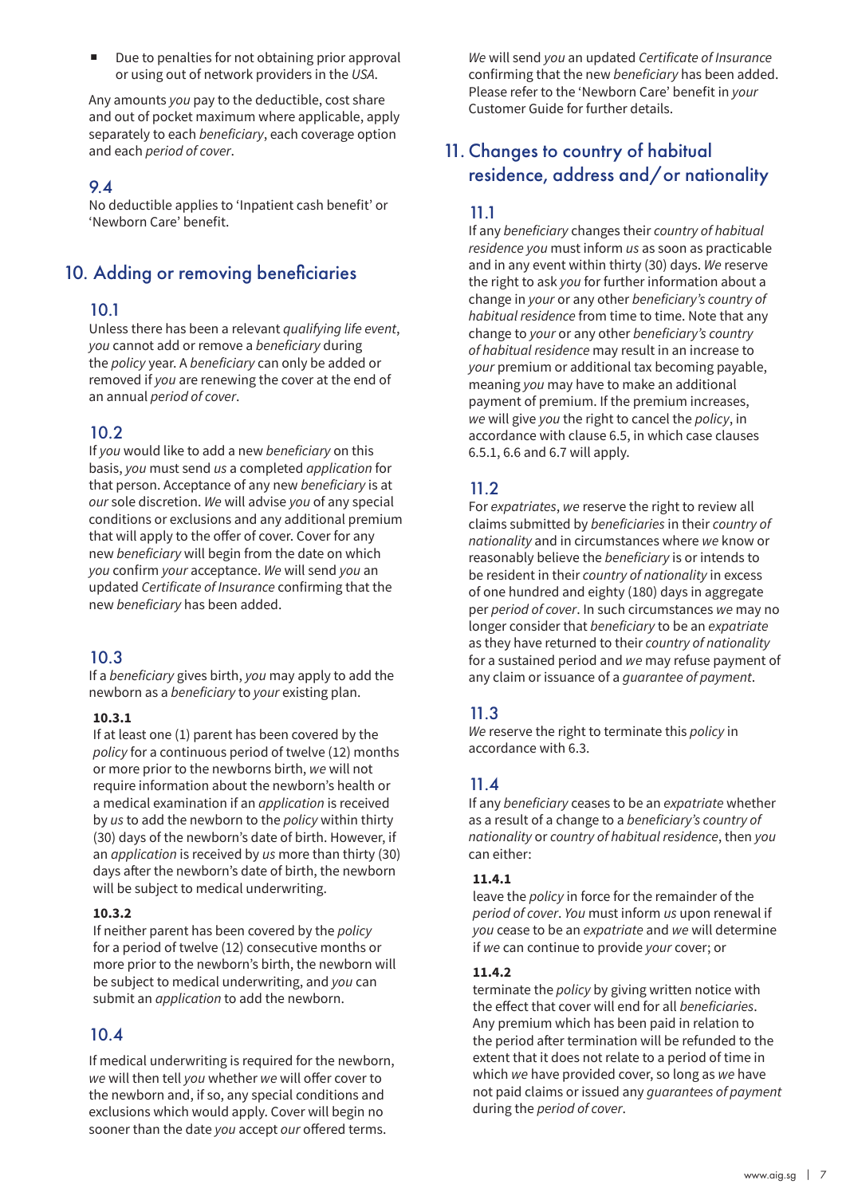- Due to penalties for not obtaining prior approval or using out of network providers in the *USA*.

Any amounts *you* pay to the deductible, cost share and out of pocket maximum where applicable, apply separately to each *beneficiary*, each coverage option and each *period of cover*.

### 9.4

No deductible applies to 'Inpatient cash benefit' or 'Newborn Care' benefit.

## 10. Adding or removing beneficiaries

### 10.1

Unless there has been a relevant *qualifying life event*, *you* cannot add or remove a *beneficiary* during the *policy* year. A *beneficiary* can only be added or removed if *you* are renewing the cover at the end of an annual *period of cover*.

### 10.2

If *you* would like to add a new *beneficiary* on this basis, *you* must send *us* a completed *application* for that person. Acceptance of any new *beneficiary* is at *our* sole discretion. *We* will advise *you* of any special conditions or exclusions and any additional premium that will apply to the offer of cover. Cover for any new *beneficiary* will begin from the date on which *you* confirm *your* acceptance. *We* will send *you* an updated *Certificate of Insurance* confirming that the new *beneficiary* has been added.

### 10.3

If a *beneficiary* gives birth, *you* may apply to add the newborn as a *beneficiary* to *your* existing plan.

**10.3.1**

If at least one (1) parent has been covered by the *policy* for a continuous period of twelve (12) months or more prior to the newborns birth, *we* will not require information about the newborn's health or a medical examination if an *application* is received by *us* to add the newborn to the *policy* within thirty (30) days of the newborn's date of birth. However, if an *application* is received by *us* more than thirty (30) days after the newborn's date of birth, the newborn will be subject to medical underwriting.

**10.3.2**

If neither parent has been covered by the *policy* for a period of twelve (12) consecutive months or more prior to the newborn's birth, the newborn will be subject to medical underwriting, and *you* can submit an *application* to add the newborn.

### 10.4

If medical underwriting is required for the newborn, *we* will then tell *you* whether *we* will offer cover to the newborn and, if so, any special conditions and exclusions which would apply. Cover will begin no sooner than the date *you* accept *our* offered terms.

*We* will send *you* an updated *Certificate of Insurance* confirming that the new *beneficiary* has been added. Please refer to the 'Newborn Care' benefit in *your* Customer Guide for further details.

## 11. Changes to country of habitual residence, address and/or nationality

### 11.1

If any *beneficiary* changes their *country of habitual residence you* must inform *us* as soon as practicable and in any event within thirty (30) days. *We* reserve the right to ask *you* for further information about a change in *your* or any other *beneficiary's country of habitual residence* from time to time. Note that any change to *your* or any other *beneficiary's country of habitual residence* may result in an increase to *your* premium or additional tax becoming payable, meaning *you* may have to make an additional payment of premium. If the premium increases, *we* will give *you* the right to cancel the *policy*, in accordance with clause 6.5, in which case clauses 6.5.1, 6.6 and 6.7 will apply.

### 11.2

For *expatriates*, *we* reserve the right to review all claims submitted by *beneficiaries* in their *country of nationality* and in circumstances where *we* know or reasonably believe the *beneficiary* is or intends to be resident in their *country of nationality* in excess of one hundred and eighty (180) days in aggregate per *period of cover*. In such circumstances *we* may no longer consider that *beneficiary* to be an *expatriate* as they have returned to their *country of nationality* for a sustained period and *we* may refuse payment of any claim or issuance of a *guarantee of payment*.

### 11.3

*We* reserve the right to terminate this *policy* in accordance with 6.3.

### 11.4

If any *beneficiary* ceases to be an *expatriate* whether as a result of a change to a *beneficiary's country of nationality* or *country of habitual residence*, then *you* can either:

**11.4.1**

leave the *policy* in force for the remainder of the *period of cover*. *You* must inform *us* upon renewal if *you* cease to be an *expatriate* and *we* will determine if *we* can continue to provide *your* cover; or

**11.4.2**

terminate the *policy* by giving written notice with the effect that cover will end for all *beneficiaries*. Any premium which has been paid in relation to the period after termination will be refunded to the extent that it does not relate to a period of time in which *we* have provided cover, so long as *we* have not paid claims or issued any *guarantees of payment* during the *period of cover*.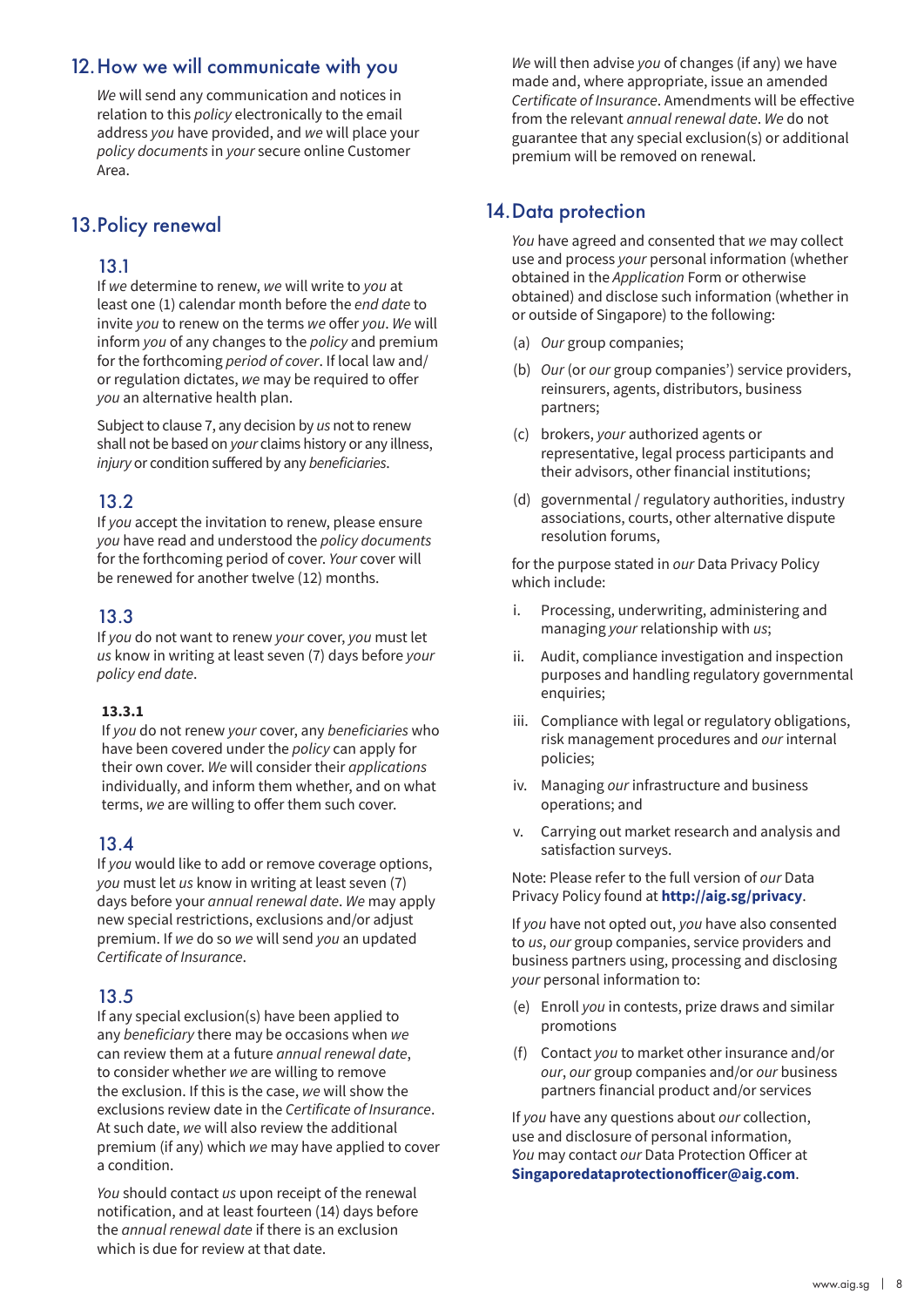## 12. How we will communicate with you

*We* will send any communication and notices in relation to this *policy* electronically to the email address *you* have provided, and *we* will place your *policy documents* in *your* secure online Customer Area.

## 13. Policy renewal

### 13.1

If *we* determine to renew, *we* will write to *you* at least one (1) calendar month before the *end date* to invite *you* to renew on the terms *we* offer *you*. *We* will inform *you* of any changes to the *policy* and premium for the forthcoming *period of cover*. If local law and/or regulation dictates, *we* may be required to offer *you* an alternative health plan.

Subject to clause 7, any decision by *us* not to renew shall not be based on *your* claims history or any illness, *injury* or condition suffered by any *beneficiaries*.

### 13.2

If *you* accept the invitation to renew, please ensure *you* have read and understood the *policy documents* for the forthcoming period of cover. *Your* cover will be renewed for another twelve (12) months.

### 13.3

If *you* do not want to renew *your* cover, *you* must let *us* know in writing at least seven (7) days before *your policy end date*.

#### 13.3.1

If *you* do not renew *your* cover, any *beneficiaries* who have been covered under the *policy* can apply for their own cover. *We* will consider their *applications* individually, and inform them whether, and on what terms, *we* are willing to offer them such cover.

### 13.4

If *you* would like to add or remove coverage options, *you* must let *us* know in writing at least seven (7) days before your *annual renewal date*. *We* may apply new special restrictions, exclusions and/or adjust premium. If *we* do so *we* will send *you* an updated *Certificate of Insurance*.

### 13.5

If any special exclusion(s) have been applied to any *beneficiary* there may be occasions when *we* can review them at a future *annual renewal date*, to consider whether *we* are willing to remove the exclusion. If this is the case, *we* will show the exclusions review date in the *Certificate of Insurance*. At such date, *we* will also review the additional premium (if any) which *we* may have applied to cover a condition.

*You* should contact *us* upon receipt of the renewal notification, and at least fourteen (14) days before the *annual renewal date* if there is an exclusion which is due for review at that date.

*We* will then advise *you* of changes (if any) we have made and, where appropriate, issue an amended *Certificate of Insurance*. Amendments will be effective from the relevant *annual renewal date*. *We* do not guarantee that any special exclusion(s) or additional premium will be removed on renewal.

## 14. Data protection

*You* have agreed and consented that *we* may collect use and process *your* personal information (whether obtained in the *Application* Form or otherwise obtained) and disclose such information (whether in or outside of Singapore) to the following:

(a) *Our* group companies;

(b) *Our* (or *our* group companies') service providers, reinsurers, agents, distributors, business partners;

(c) brokers, *your* authorized agents or representative, legal process participants and their advisors, other financial institutions;

(d) governmental / regulatory authorities, industry associations, courts, other alternative dispute resolution forums,

for the purpose stated in *our* Data Privacy Policy which include:

i. Processing, underwriting, administering and managing *your* relationship with *us*;

ii. Audit, compliance investigation and inspection purposes and handling regulatory governmental enquiries;

iii. Compliance with legal or regulatory obligations, risk management procedures and *our* internal policies;

iv. Managing *our* infrastructure and business operations; and

v. Carrying out market research and analysis and satisfaction surveys.

Note: Please refer to the full version of *our* Data Privacy Policy found at **http://aig.sg/privacy**.

If *you* have not opted out, *you* have also consented to *us*, *our* group companies, service providers and business partners using, processing and disclosing *your* personal information to:

(e) Enroll *you* in contests, prize draws and similar promotions

(f) Contact *you* to market other insurance and/or *our*, *our* group companies and/or *our* business partners financial product and/or services

If *you* have any questions about *our* collection, use and disclosure of personal information, *You* may contact *our* Data Protection Officer at **Singaporedataprotectionofficer@aig.com**.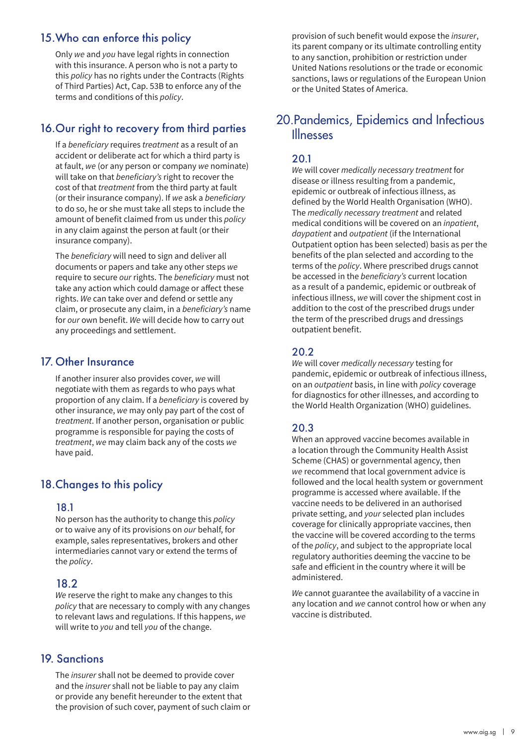## 15. Who can enforce this policy

Only *we* and *you* have legal rights in connection with this insurance. A person who is not a party to this *policy* has no rights under the Contracts (Rights of Third Parties) Act, Cap. 53B to enforce any of the terms and conditions of this *policy*.

## 16. Our right to recovery from third parties

If a *beneficiary* requires *treatment* as a result of an accident or deliberate act for which a third party is at fault, *we* (or any person or company *we* nominate) will take on that *beneficiary's* right to recover the cost of that *treatment* from the third party at fault (or their insurance company). If *we* ask a *beneficiary* to do so, he or she must take all steps to include the amount of benefit claimed from us under this *policy* in any claim against the person at fault (or their insurance company).

The *beneficiary* will need to sign and deliver all documents or papers and take any other steps *we* require to secure *our* rights. The *beneficiary* must not take any action which could damage or affect these rights. *We* can take over and defend or settle any claim, or prosecute any claim, in a *beneficiary's* name for *our* own benefit. *We* will decide how to carry out any proceedings and settlement.

## 17. Other Insurance

If another insurer also provides cover, *we* will negotiate with them as regards to who pays what proportion of any claim. If a *beneficiary* is covered by other insurance, *we* may only pay part of the cost of *treatment*. If another person, organisation or public programme is responsible for paying the costs of *treatment*, *we* may claim back any of the costs *we* have paid.

## 18. Changes to this policy

### 18.1

No person has the authority to change this *policy* or to waive any of its provisions on *our* behalf, for example, sales representatives, brokers and other intermediaries cannot vary or extend the terms of the *policy*.

### 18.2

*We* reserve the right to make any changes to this *policy* that are necessary to comply with any changes to relevant laws and regulations. If this happens, *we* will write to *you* and tell *you* of the change.

## 19. Sanctions

The *insurer* shall not be deemed to provide cover and the *insurer* shall not be liable to pay any claim or provide any benefit hereunder to the extent that the provision of such cover, payment of such claim or provision of such benefit would expose the *insurer*, its parent company or its ultimate controlling entity to any sanction, prohibition or restriction under United Nations resolutions or the trade or economic sanctions, laws or regulations of the European Union or the United States of America.

## 20. Pandemics, Epidemics and Infectious Illnesses

### 20.1

*We* will cover *medically necessary treatment* for disease or illness resulting from a pandemic, epidemic or outbreak of infectious illness, as defined by the World Health Organisation (WHO). The *medically necessary treatment* and related medical conditions will be covered on an *inpatient*, *daypatient* and *outpatient* (if the International Outpatient option has been selected) basis as per the benefits of the plan selected and according to the terms of the *policy*. Where prescribed drugs cannot be accessed in the *beneficiary's* current location as a result of a pandemic, epidemic or outbreak of infectious illness, *we* will cover the shipment cost in addition to the cost of the prescribed drugs under the term of the prescribed drugs and dressings outpatient benefit.

### 20.2

*We* will cover *medically necessary* testing for pandemic, epidemic or outbreak of infectious illness, on an *outpatient* basis, in line with *policy* coverage for diagnostics for other illnesses, and according to the World Health Organization (WHO) guidelines.

### 20.3

When an approved vaccine becomes available in a location through the Community Health Assist Scheme (CHAS) or governmental agency, then *we* recommend that local government advice is followed and the local health system or government programme is accessed where available. If the vaccine needs to be delivered in an authorised private setting, and *your* selected plan includes coverage for clinically appropriate vaccines, then the vaccine will be covered according to the terms of the *policy*, and subject to the appropriate local regulatory authorities deeming the vaccine to be safe and efficient in the country where it will be administered.

*We* cannot guarantee the availability of a vaccine in any location and *we* cannot control how or when any vaccine is distributed.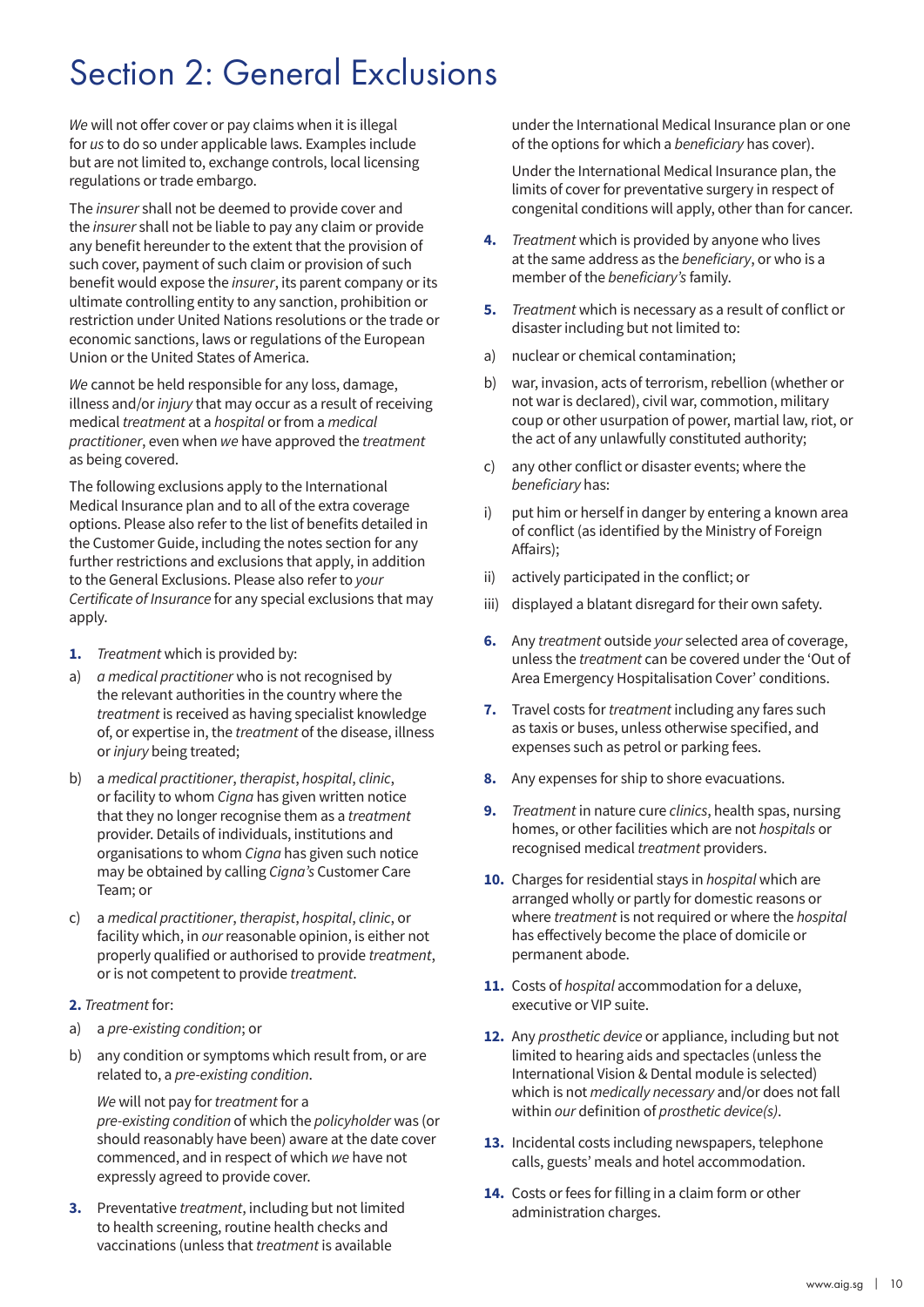# Section 2: General Exclusions

*We* will not offer cover or pay claims when it is illegal for *us* to do so under applicable laws. Examples include but are not limited to, exchange controls, local licensing regulations or trade embargo.

The *insurer* shall not be deemed to provide cover and the *insurer* shall not be liable to pay any claim or provide any benefit hereunder to the extent that the provision of such cover, payment of such claim or provision of such benefit would expose the *insurer*, its parent company or its ultimate controlling entity to any sanction, prohibition or restriction under United Nations resolutions or the trade or economic sanctions, laws or regulations of the European Union or the United States of America.

*We* cannot be held responsible for any loss, damage, illness and/or *injury* that may occur as a result of receiving medical *treatment* at a *hospital* or from a *medical practitioner*, even when *we* have approved the *treatment* as being covered.

The following exclusions apply to the International Medical Insurance plan and to all of the extra coverage options. Please also refer to the list of benefits detailed in the Customer Guide, including the notes section for any further restrictions and exclusions that apply, in addition to the General Exclusions. Please also refer to *your Certificate of Insurance* for any special exclusions that may apply.

**1.** *Treatment* which is provided by:

a) *a medical practitioner* who is not recognised by the relevant authorities in the country where the *treatment* is received as having specialist knowledge of, or expertise in, the *treatment* of the disease, illness or *injury* being treated;

b) a *medical practitioner*, *therapist*, *hospital*, *clinic*, or facility to whom *Cigna* has given written notice that they no longer recognise them as a *treatment* provider. Details of individuals, institutions and organisations to whom *Cigna* has given such notice may be obtained by calling *Cigna's* Customer Care Team; or

c) a *medical practitioner*, *therapist*, *hospital*, *clinic*, or facility which, in *our* reasonable opinion, is either not properly qualified or authorised to provide *treatment*, or is not competent to provide *treatment*.

**2.** *Treatment* for:

a) a *pre-existing condition*; or

b) any condition or symptoms which result from, or are related to, a *pre-existing condition*.

*We* will not pay for *treatment* for a *pre-existing condition* of which the *policyholder* was (or should reasonably have been) aware at the date cover commenced, and in respect of which *we* have not expressly agreed to provide cover.

**3.** Preventative *treatment*, including but not limited to health screening, routine health checks and vaccinations (unless that *treatment* is available under the International Medical Insurance plan or one of the options for which a *beneficiary* has cover).

Under the International Medical Insurance plan, the limits of cover for preventative surgery in respect of congenital conditions will apply, other than for cancer.

**4.** *Treatment* which is provided by anyone who lives at the same address as the *beneficiary*, or who is a member of the *beneficiary's* family.

**5.** *Treatment* which is necessary as a result of conflict or disaster including but not limited to:

a) nuclear or chemical contamination;

b) war, invasion, acts of terrorism, rebellion (whether or not war is declared), civil war, commotion, military coup or other usurpation of power, martial law, riot, or the act of any unlawfully constituted authority;

c) any other conflict or disaster events; where the *beneficiary* has:

i) put him or herself in danger by entering a known area of conflict (as identified by the Ministry of Foreign Affairs);

ii) actively participated in the conflict; or

iii) displayed a blatant disregard for their own safety.

**6.** Any *treatment* outside *your* selected area of coverage, unless the *treatment* can be covered under the 'Out of Area Emergency Hospitalisation Cover' conditions.

**7.** Travel costs for *treatment* including any fares such as taxis or buses, unless otherwise specified, and expenses such as petrol or parking fees.

**8.** Any expenses for ship to shore evacuations.

**9.** *Treatment* in nature cure *clinics*, health spas, nursing homes, or other facilities which are not *hospitals* or recognised medical *treatment* providers.

**10.** Charges for residential stays in *hospital* which are arranged wholly or partly for domestic reasons or where *treatment* is not required or where the *hospital* has effectively become the place of domicile or permanent abode.

**11.** Costs of *hospital* accommodation for a deluxe, executive or VIP suite.

**12.** Any *prosthetic device* or appliance, including but not limited to hearing aids and spectacles (unless the International Vision & Dental module is selected) which is not *medically necessary* and/or does not fall within *our* definition of *prosthetic device(s)*.

**13.** Incidental costs including newspapers, telephone calls, guests' meals and hotel accommodation.

**14.** Costs or fees for filling in a claim form or other administration charges.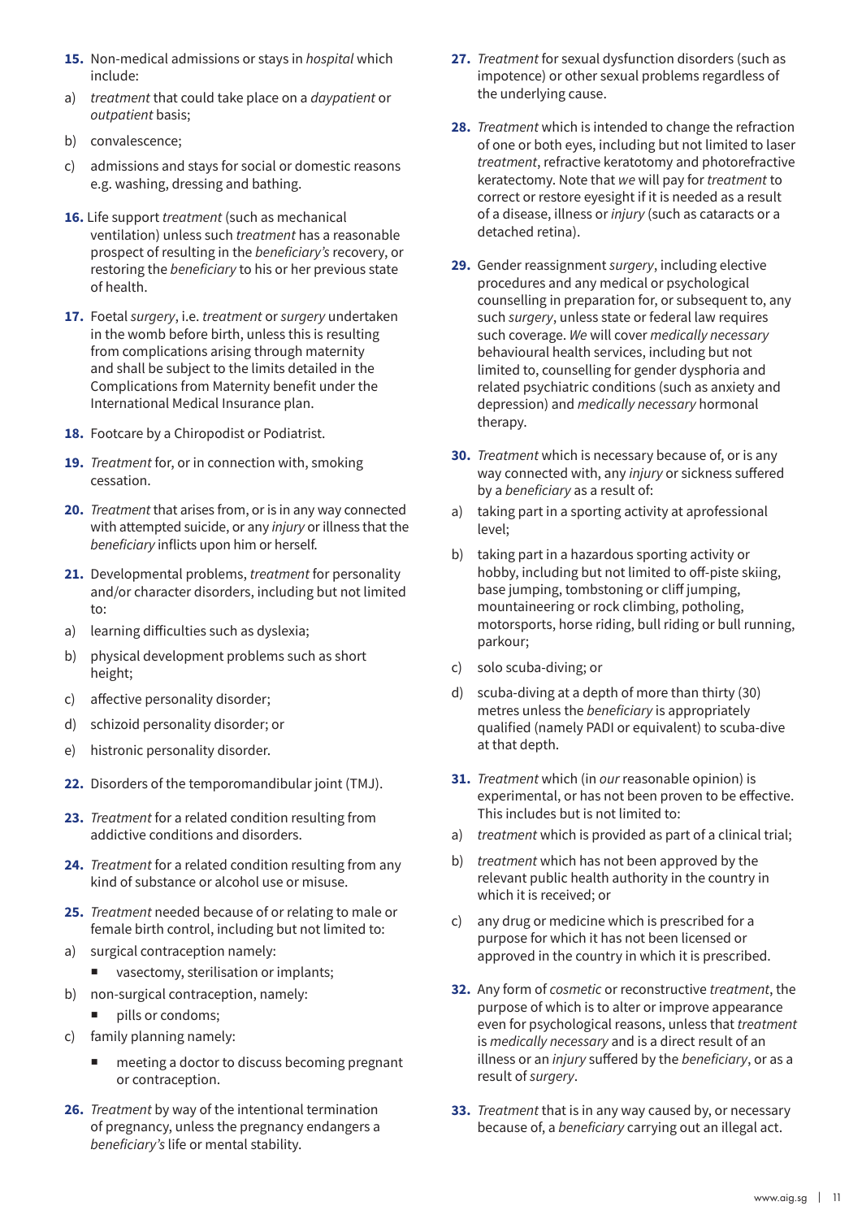**15.** Non-medical admissions or stays in *hospital* which include:

a) *treatment* that could take place on a *daypatient* or *outpatient* basis;

b) convalescence;

c) admissions and stays for social or domestic reasons e.g. washing, dressing and bathing.

**16.** Life support *treatment* (such as mechanical ventilation) unless such *treatment* has a reasonable prospect of resulting in the *beneficiary's* recovery, or restoring the *beneficiary* to his or her previous state of health.

**17.** Foetal *surgery*, i.e. *treatment* or *surgery* undertaken in the womb before birth, unless this is resulting from complications arising through maternity and shall be subject to the limits detailed in the Complications from Maternity benefit under the International Medical Insurance plan.

**18.** Footcare by a Chiropodist or Podiatrist.

**19.** *Treatment* for, or in connection with, smoking cessation.

**20.** *Treatment* that arises from, or is in any way connected with attempted suicide, or any *injury* or illness that the *beneficiary* inflicts upon him or herself.

**21.** Developmental problems, *treatment* for personality and/or character disorders, including but not limited to:

a) learning difficulties such as dyslexia;

b) physical development problems such as short height;

c) affective personality disorder;

d) schizoid personality disorder; or

e) histronic personality disorder.

**22.** Disorders of the temporomandibular joint (TMJ).

**23.** *Treatment* for a related condition resulting from addictive conditions and disorders.

**24.** *Treatment* for a related condition resulting from any kind of substance or alcohol use or misuse.

**25.** *Treatment* needed because of or relating to male or female birth control, including but not limited to:

a) surgical contraception namely:
   - vasectomy, sterilisation or implants;

b) non-surgical contraception, namely:
   - pills or condoms;

c) family planning namely:
   - meeting a doctor to discuss becoming pregnant or contraception.

**26.** *Treatment* by way of the intentional termination of pregnancy, unless the pregnancy endangers a *beneficiary's* life or mental stability.

**27.** *Treatment* for sexual dysfunction disorders (such as impotence) or other sexual problems regardless of the underlying cause.

**28.** *Treatment* which is intended to change the refraction of one or both eyes, including but not limited to laser *treatment*, refractive keratotomy and photorefractive keratectomy. Note that *we* will pay for *treatment* to correct or restore eyesight if it is needed as a result of a disease, illness or *injury* (such as cataracts or a detached retina).

**29.** Gender reassignment *surgery*, including elective procedures and any medical or psychological counselling in preparation for, or subsequent to, any such *surgery*, unless state or federal law requires such coverage. *We* will cover *medically necessary* behavioural health services, including but not limited to, counselling for gender dysphoria and related psychiatric conditions (such as anxiety and depression) and *medically necessary* hormonal therapy.

**30.** *Treatment* which is necessary because of, or is any way connected with, any *injury* or sickness suffered by a *beneficiary* as a result of:

a) taking part in a sporting activity at aprofessional level;

b) taking part in a hazardous sporting activity or hobby, including but not limited to off-piste skiing, base jumping, tombstoning or cliff jumping, mountaineering or rock climbing, potholing, motorsports, horse riding, bull riding or bull running, parkour;

c) solo scuba-diving; or

d) scuba-diving at a depth of more than thirty (30) metres unless the *beneficiary* is appropriately qualified (namely PADI or equivalent) to scuba-dive at that depth.

**31.** *Treatment* which (in *our* reasonable opinion) is experimental, or has not been proven to be effective. This includes but is not limited to:

a) *treatment* which is provided as part of a clinical trial;

b) *treatment* which has not been approved by the relevant public health authority in the country in which it is received; or

c) any drug or medicine which is prescribed for a purpose for which it has not been licensed or approved in the country in which it is prescribed.

**32.** Any form of *cosmetic* or reconstructive *treatment*, the purpose of which is to alter or improve appearance even for psychological reasons, unless that *treatment* is *medically necessary* and is a direct result of an illness or an *injury* suffered by the *beneficiary*, or as a result of *surgery*.

**33.** *Treatment* that is in any way caused by, or necessary because of, a *beneficiary* carrying out an illegal act.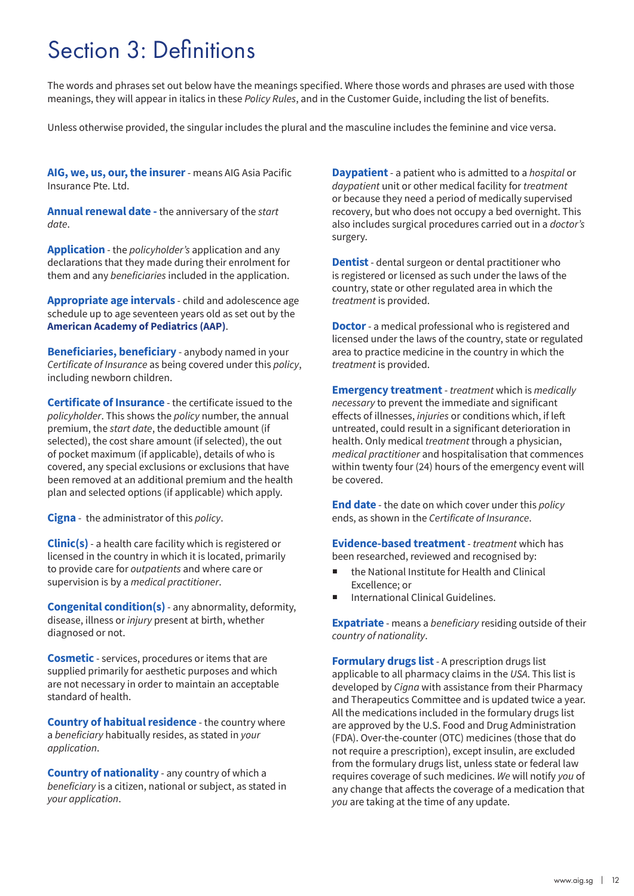# Section 3: Definitions

The words and phrases set out below have the meanings specified. Where those words and phrases are used with those meanings, they will appear in italics in these *Policy Rules*, and in the Customer Guide, including the list of benefits.

Unless otherwise provided, the singular includes the plural and the masculine includes the feminine and vice versa.

**AIG, we, us, our, the insurer** - means AIG Asia Pacific Insurance Pte. Ltd.

**Annual renewal date -** the anniversary of the *start date*.

**Application** - the *policyholder's* application and any declarations that they made during their enrolment for them and any *beneficiaries* included in the application.

**Appropriate age intervals** - child and adolescence age schedule up to age seventeen years old as set out by the **American Academy of Pediatrics (AAP)**.

**Beneficiaries, beneficiary** - anybody named in your *Certificate of Insurance* as being covered under this *policy*, including newborn children.

**Certificate of Insurance** - the certificate issued to the *policyholder*. This shows the *policy* number, the annual premium, the *start date*, the deductible amount (if selected), the cost share amount (if selected), the out of pocket maximum (if applicable), details of who is covered, any special exclusions or exclusions that have been removed at an additional premium and the health plan and selected options (if applicable) which apply.

**Cigna** - the administrator of this *policy*.

**Clinic(s)** - a health care facility which is registered or licensed in the country in which it is located, primarily to provide care for *outpatients* and where care or supervision is by a *medical practitioner*.

**Congenital condition(s)** - any abnormality, deformity, disease, illness or *injury* present at birth, whether diagnosed or not.

**Cosmetic** - services, procedures or items that are supplied primarily for aesthetic purposes and which are not necessary in order to maintain an acceptable standard of health.

**Country of habitual residence** - the country where a *beneficiary* habitually resides, as stated in *your application*.

**Country of nationality** - any country of which a *beneficiary* is a citizen, national or subject, as stated in *your application*.

**Daypatient** - a patient who is admitted to a *hospital* or *daypatient* unit or other medical facility for *treatment* or because they need a period of medically supervised recovery, but who does not occupy a bed overnight. This also includes surgical procedures carried out in a *doctor's* surgery.

**Dentist** - dental surgeon or dental practitioner who is registered or licensed as such under the laws of the country, state or other regulated area in which the *treatment* is provided.

**Doctor** - a medical professional who is registered and licensed under the laws of the country, state or regulated area to practice medicine in the country in which the *treatment* is provided.

**Emergency treatment** - *treatment* which is *medically necessary* to prevent the immediate and significant effects of illnesses, *injuries* or conditions which, if left untreated, could result in a significant deterioration in health. Only medical *treatment* through a physician, *medical practitioner* and hospitalisation that commences within twenty four (24) hours of the emergency event will be covered.

**End date** - the date on which cover under this *policy* ends, as shown in the *Certificate of Insurance*.

**Evidence-based treatment** - *treatment* which has been researched, reviewed and recognised by:

- the National Institute for Health and Clinical Excellence; or
- International Clinical Guidelines.

**Expatriate** - means a *beneficiary* residing outside of their *country of nationality*.

**Formulary drugs list** - A prescription drugs list applicable to all pharmacy claims in the *USA*. This list is developed by *Cigna* with assistance from their Pharmacy and Therapeutics Committee and is updated twice a year. All the medications included in the formulary drugs list are approved by the U.S. Food and Drug Administration (FDA). Over-the-counter (OTC) medicines (those that do not require a prescription), except insulin, are excluded from the formulary drugs list, unless state or federal law requires coverage of such medicines. *We* will notify *you* of any change that affects the coverage of a medication that *you* are taking at the time of any update.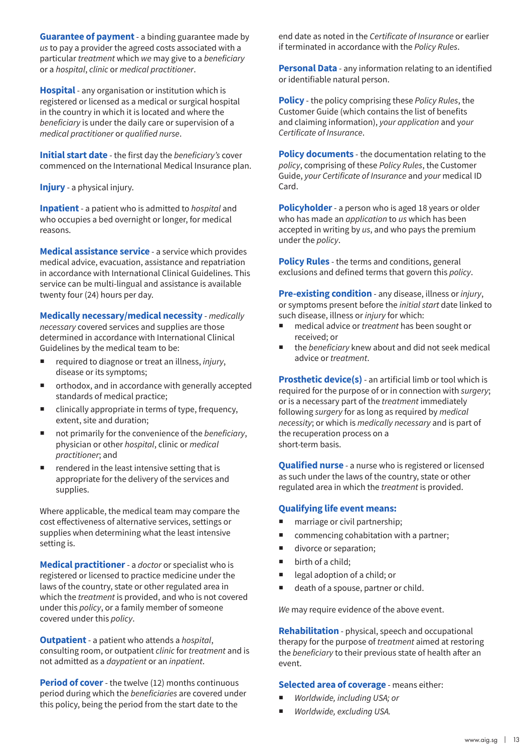**Guarantee of payment** - a binding guarantee made by *us* to pay a provider the agreed costs associated with a particular *treatment* which *we* may give to a *beneficiary* or a *hospital*, *clinic* or *medical practitioner*.

**Hospital** - any organisation or institution which is registered or licensed as a medical or surgical hospital in the country in which it is located and where the *beneficiary* is under the daily care or supervision of a *medical practitioner* or *qualified nurse*.

**Initial start date** - the first day the *beneficiary's* cover commenced on the International Medical Insurance plan.

**Injury** - a physical injury.

**Inpatient** - a patient who is admitted to *hospital* and who occupies a bed overnight or longer, for medical reasons.

**Medical assistance service** - a service which provides medical advice, evacuation, assistance and repatriation in accordance with International Clinical Guidelines. This service can be multi-lingual and assistance is available twenty four (24) hours per day.

**Medically necessary/medical necessity** - *medically necessary* covered services and supplies are those determined in accordance with International Clinical Guidelines by the medical team to be:

- required to diagnose or treat an illness, *injury*, disease or its symptoms;
- orthodox, and in accordance with generally accepted standards of medical practice;
- clinically appropriate in terms of type, frequency, extent, site and duration;
- not primarily for the convenience of the *beneficiary*, physician or other *hospital*, clinic or *medical practitioner*; and
- rendered in the least intensive setting that is appropriate for the delivery of the services and supplies.

Where applicable, the medical team may compare the cost effectiveness of alternative services, settings or supplies when determining what the least intensive setting is.

**Medical practitioner** - a *doctor* or specialist who is registered or licensed to practice medicine under the laws of the country, state or other regulated area in which the *treatment* is provided, and who is not covered under this *policy*, or a family member of someone covered under this *policy*.

**Outpatient** - a patient who attends a *hospital*, consulting room, or outpatient *clinic* for *treatment* and is not admitted as a *daypatient* or an *inpatient*.

**Period of cover** - the twelve (12) months continuous period during which the *beneficiaries* are covered under this policy, being the period from the start date to the end date as noted in the *Certificate of Insurance* or earlier if terminated in accordance with the *Policy Rules*.

**Personal Data** - any information relating to an identified or identifiable natural person.

**Policy** - the policy comprising these *Policy Rules*, the Customer Guide (which contains the list of benefits and claiming information), *your application* and *your Certificate of Insurance*.

**Policy documents** - the documentation relating to the *policy*, comprising of these *Policy Rules*, the Customer Guide, *your Certificate of Insurance* and *your* medical ID Card.

**Policyholder** - a person who is aged 18 years or older who has made an *application* to *us* which has been accepted in writing by *us*, and who pays the premium under the *policy*.

**Policy Rules** - the terms and conditions, general exclusions and defined terms that govern this *policy*.

**Pre-existing condition** - any disease, illness or *injury*, or symptoms present before the *initial start* date linked to such disease, illness or *injury* for which:

- medical advice or *treatment* has been sought or received; or
- the *beneficiary* knew about and did not seek medical advice or *treatment*.

**Prosthetic device(s)** - an artificial limb or tool which is required for the purpose of or in connection with *surgery*; or is a necessary part of the *treatment* immediately following *surgery* for as long as required by *medical necessity*; or which is *medically necessary* and is part of the recuperation process on a short-term basis.

**Qualified nurse** - a nurse who is registered or licensed as such under the laws of the country, state or other regulated area in which the *treatment* is provided.

**Qualifying life event means:**

- marriage or civil partnership;
- commencing cohabitation with a partner;
- divorce or separation;
- birth of a child;
- legal adoption of a child; or
- death of a spouse, partner or child.

*We* may require evidence of the above event.

**Rehabilitation** - physical, speech and occupational therapy for the purpose of *treatment* aimed at restoring the *beneficiary* to their previous state of health after an event.

**Selected area of coverage** - means either:

- *Worldwide, including USA; or*
- *Worldwide, excluding USA.*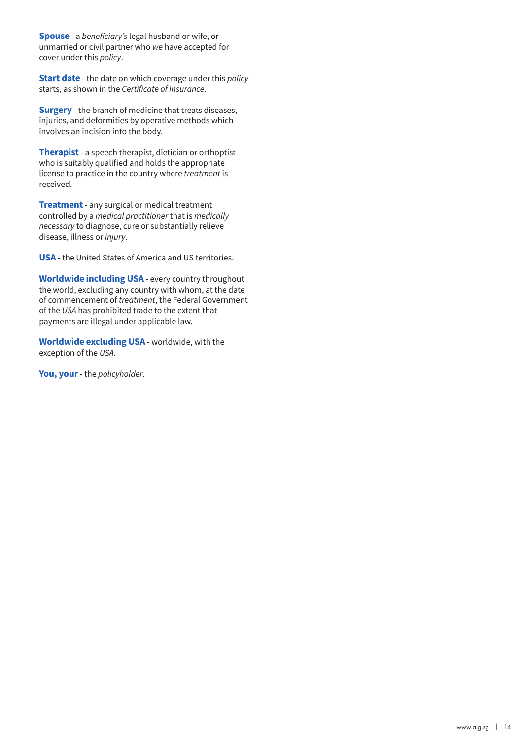**Spouse** - a *beneficiary's* legal husband or wife, or unmarried or civil partner who *we* have accepted for cover under this *policy*.

**Start date** - the date on which coverage under this *policy* starts, as shown in the *Certificate of Insurance*.

**Surgery** - the branch of medicine that treats diseases, injuries, and deformities by operative methods which involves an incision into the body.

**Therapist** - a speech therapist, dietician or orthoptist who is suitably qualified and holds the appropriate license to practice in the country where *treatment* is received.

**Treatment** - any surgical or medical treatment controlled by a *medical practitioner* that is *medically necessary* to diagnose, cure or substantially relieve disease, illness or *injury*.

**USA** - the United States of America and US territories.

**Worldwide including USA** - every country throughout the world, excluding any country with whom, at the date of commencement of *treatment*, the Federal Government of the *USA* has prohibited trade to the extent that payments are illegal under applicable law.

**Worldwide excluding USA** - worldwide, with the exception of the *USA*.

**You, your** - the *policyholder*.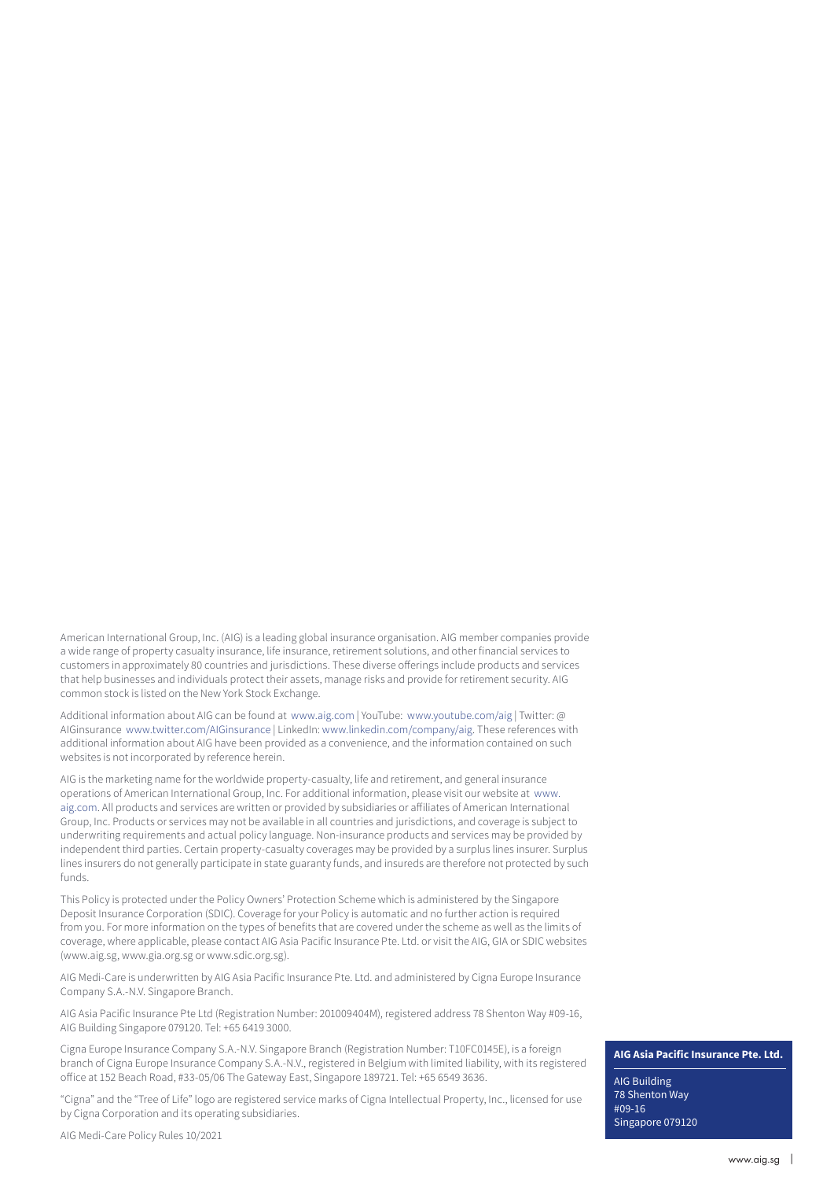American International Group, Inc. (AIG) is a leading global insurance organisation. AIG member companies provide a wide range of property casualty insurance, life insurance, retirement solutions, and other financial services to customers in approximately 80 countries and jurisdictions. These diverse offerings include products and services that help businesses and individuals protect their assets, manage risks and provide for retirement security. AIG common stock is listed on the New York Stock Exchange.

Additional information about AIG can be found at www.aig.com | YouTube: www.youtube.com/aig | Twitter: @AIGinsurance www.twitter.com/AIGinsurance | LinkedIn: www.linkedin.com/company/aig. These references with additional information about AIG have been provided as a convenience, and the information contained on such websites is not incorporated by reference herein.

AIG is the marketing name for the worldwide property-casualty, life and retirement, and general insurance operations of American International Group, Inc. For additional information, please visit our website at www.aig.com. All products and services are written or provided by subsidiaries or affiliates of American International Group, Inc. Products or services may not be available in all countries and jurisdictions, and coverage is subject to underwriting requirements and actual policy language. Non-insurance products and services may be provided by independent third parties. Certain property-casualty coverages may be provided by a surplus lines insurer. Surplus lines insurers do not generally participate in state guaranty funds, and insureds are therefore not protected by such funds.

This Policy is protected under the Policy Owners' Protection Scheme which is administered by the Singapore Deposit Insurance Corporation (SDIC). Coverage for your Policy is automatic and no further action is required from you. For more information on the types of benefits that are covered under the scheme as well as the limits of coverage, where applicable, please contact AIG Asia Pacific Insurance Pte. Ltd. or visit the AIG, GIA or SDIC websites (www.aig.sg, www.gia.org.sg or www.sdic.org.sg).

AIG Medi-Care is underwritten by AIG Asia Pacific Insurance Pte. Ltd. and administered by Cigna Europe Insurance Company S.A.-N.V. Singapore Branch.

AIG Asia Pacific Insurance Pte Ltd (Registration Number: 201009404M), registered address 78 Shenton Way #09-16, AIG Building Singapore 079120. Tel: +65 6419 3000.

Cigna Europe Insurance Company S.A.-N.V. Singapore Branch (Registration Number: T10FC0145E), is a foreign branch of Cigna Europe Insurance Company S.A.-N.V., registered in Belgium with limited liability, with its registered office at 152 Beach Road, #33-05/06 The Gateway East, Singapore 189721. Tel: +65 6549 3636.

"Cigna" and the "Tree of Life" logo are registered service marks of Cigna Intellectual Property, Inc., licensed for use by Cigna Corporation and its operating subsidiaries.

AIG Medi-Care Policy Rules 10/2021

**AIG Asia Pacific Insurance Pte. Ltd.**

AIG Building
78 Shenton Way
#09-16
Singapore 079120

www.aig.sg